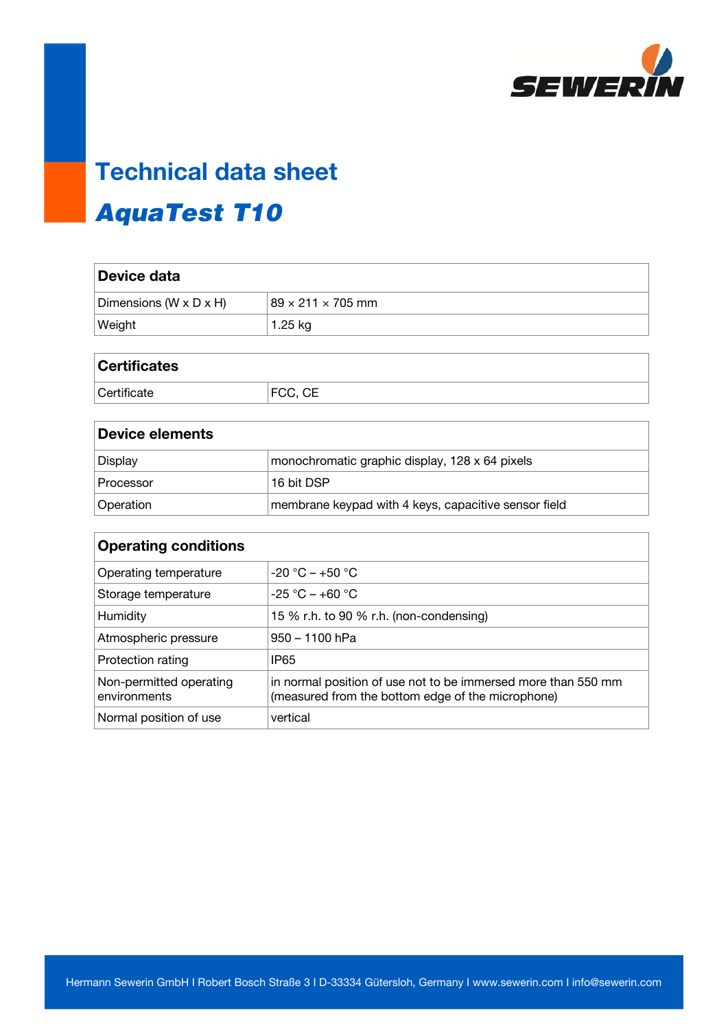# Technical data sheet

## *AquaTest T10*

| **Device data** | |
|---|---|
| Dimensions (W x D x H) | 89 × 211 × 705 mm |
| Weight | 1.25 kg |

| **Certificates** | |
|---|---|
| Certificate | FCC, CE |

| **Device elements** | |
|---|---|
| Display | monochromatic graphic display, 128 x 64 pixels |
| Processor | 16 bit DSP |
| Operation | membrane keypad with 4 keys, capacitive sensor field |

| **Operating conditions** | |
|---|---|
| Operating temperature | -20 °C – +50 °C |
| Storage temperature | -25 °C – +60 °C |
| Humidity | 15 % r.h. to 90 % r.h. (non-condensing) |
| Atmospheric pressure | 950 – 1100 hPa |
| Protection rating | IP65 |
| Non-permitted operating environments | in normal position of use not to be immersed more than 550 mm (measured from the bottom edge of the microphone) |
| Normal position of use | vertical |

Hermann Sewerin GmbH I Robert Bosch Straße 3 I D-33334 Gütersloh, Germany I www.sewerin.com I info@sewerin.com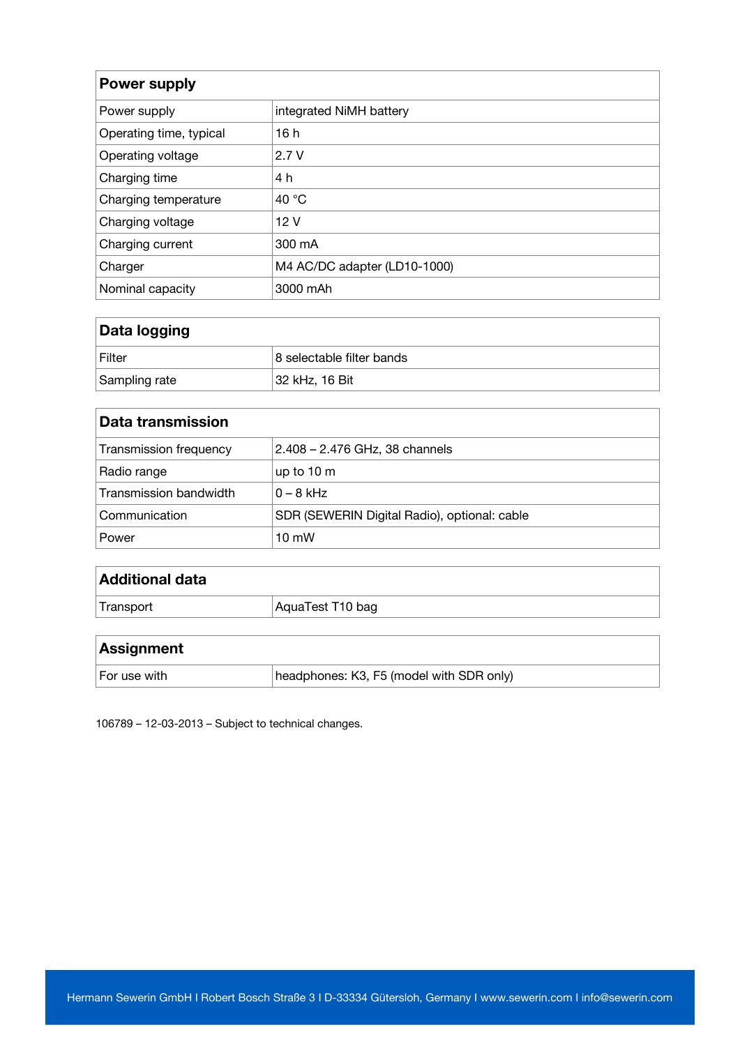| Power supply | |
|---|---|
| Power supply | integrated NiMH battery |
| Operating time, typical | 16 h |
| Operating voltage | 2.7 V |
| Charging time | 4 h |
| Charging temperature | 40 °C |
| Charging voltage | 12 V |
| Charging current | 300 mA |
| Charger | M4 AC/DC adapter (LD10-1000) |
| Nominal capacity | 3000 mAh |

| Data logging | |
|---|---|
| Filter | 8 selectable filter bands |
| Sampling rate | 32 kHz, 16 Bit |

| Data transmission | |
|---|---|
| Transmission frequency | 2.408 – 2.476 GHz, 38 channels |
| Radio range | up to 10 m |
| Transmission bandwidth | 0 – 8 kHz |
| Communication | SDR (SEWERIN Digital Radio), optional: cable |
| Power | 10 mW |

| Additional data | |
|---|---|
| Transport | AquaTest T10 bag |

| Assignment | |
|---|---|
| For use with | headphones: K3, F5 (model with SDR only) |

106789 – 12-03-2013 – Subject to technical changes.

Hermann Sewerin GmbH I Robert Bosch Straße 3 I D-33334 Gütersloh, Germany I www.sewerin.com I info@sewerin.com